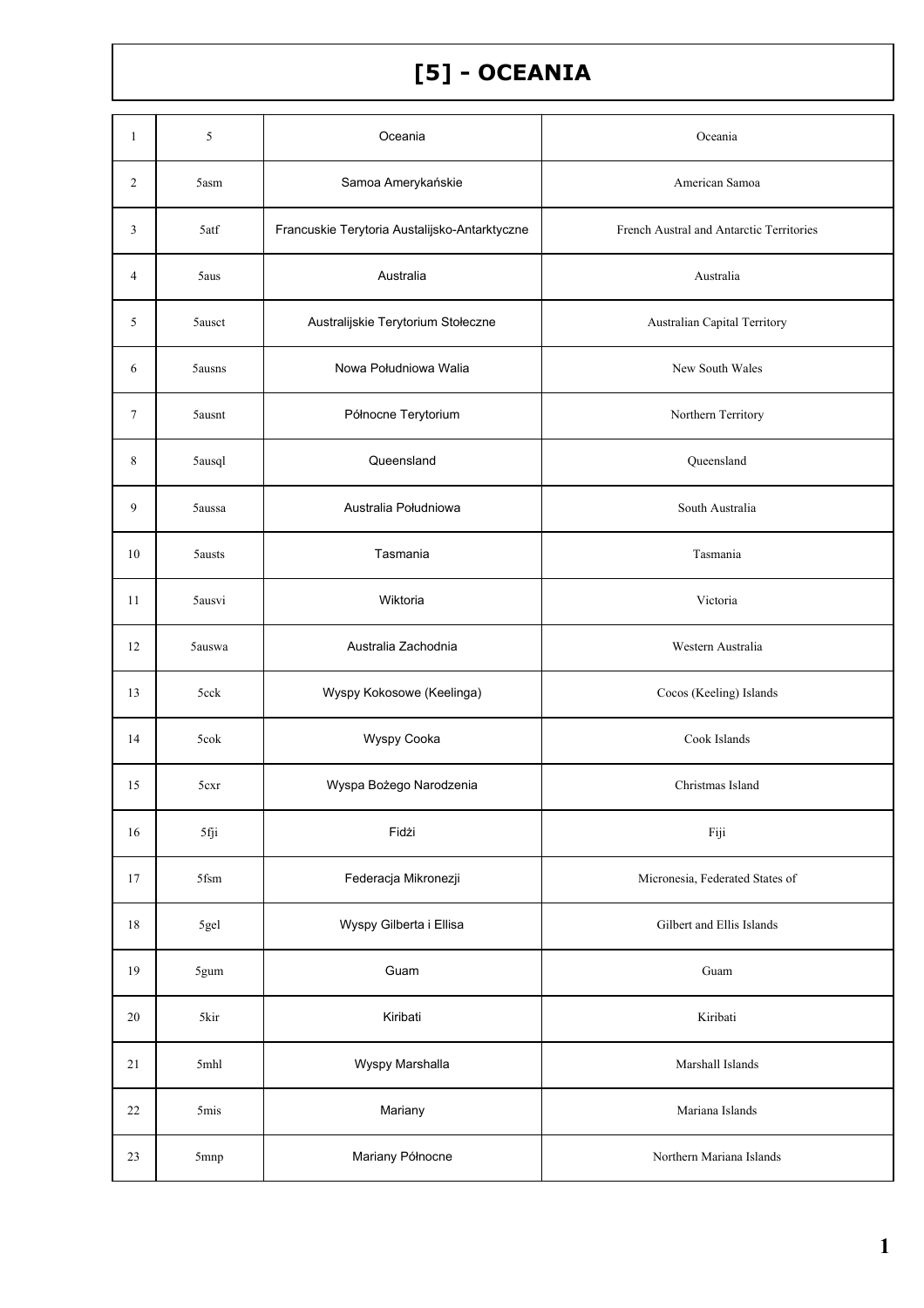# [5] - OCEANIA

| | | | |
|---|---|---|---|
| 1 | 5 | Oceania | Oceania |
| 2 | 5asm | Samoa Amerykańskie | American Samoa |
| 3 | 5atf | Francuskie Terytoria Austalijsko-Antarktyczne | French Austral and Antarctic Territories |
| 4 | 5aus | Australia | Australia |
| 5 | 5ausct | Australijskie Terytorium Stołeczne | Australian Capital Territory |
| 6 | 5ausns | Nowa Południowa Walia | New South Wales |
| 7 | 5ausnt | Północne Terytorium | Northern Territory |
| 8 | 5ausql | Queensland | Queensland |
| 9 | 5aussa | Australia Południowa | South Australia |
| 10 | 5austs | Tasmania | Tasmania |
| 11 | 5ausvi | Wiktoria | Victoria |
| 12 | 5auswa | Australia Zachodnia | Western Australia |
| 13 | 5cck | Wyspy Kokosowe (Keelinga) | Cocos (Keeling) Islands |
| 14 | 5cok | Wyspy Cooka | Cook Islands |
| 15 | 5cxr | Wyspa Bożego Narodzenia | Christmas Island |
| 16 | 5fji | Fidżi | Fiji |
| 17 | 5fsm | Federacja Mikronezji | Micronesia, Federated States of |
| 18 | 5gel | Wyspy Gilberta i Ellisa | Gilbert and Ellis Islands |
| 19 | 5gum | Guam | Guam |
| 20 | 5kir | Kiribati | Kiribati |
| 21 | 5mhl | Wyspy Marshalla | Marshall Islands |
| 22 | 5mis | Mariany | Mariana Islands |
| 23 | 5mnp | Mariany Północne | Northern Mariana Islands |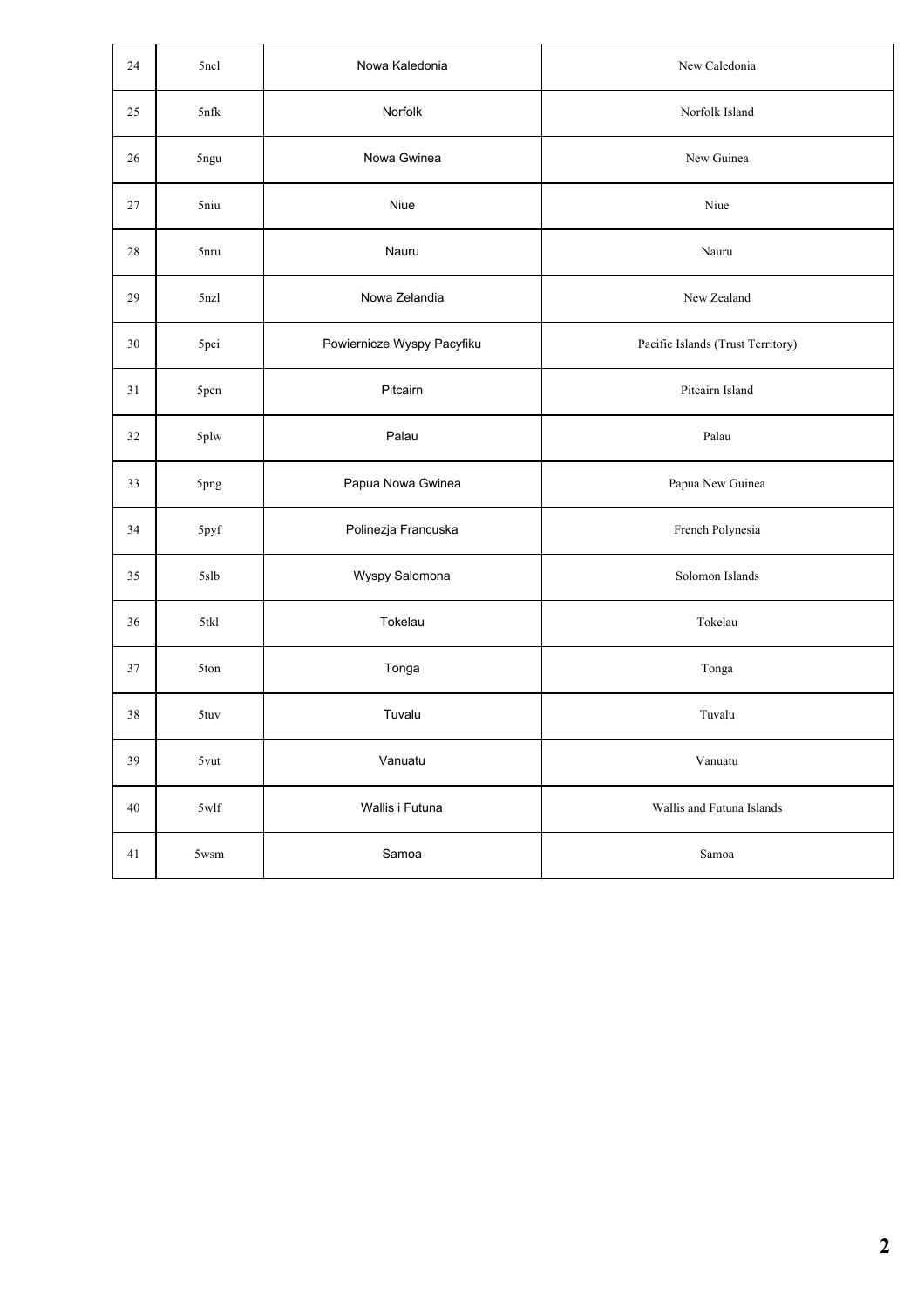| | | | |
|---|---|---|---|
| 24 | 5ncl | Nowa Kaledonia | New Caledonia |
| 25 | 5nfk | Norfolk | Norfolk Island |
| 26 | 5ngu | Nowa Gwinea | New Guinea |
| 27 | 5niu | Niue | Niue |
| 28 | 5nru | Nauru | Nauru |
| 29 | 5nzl | Nowa Zelandia | New Zealand |
| 30 | 5pci | Powiernicze Wyspy Pacyfiku | Pacific Islands (Trust Territory) |
| 31 | 5pcn | Pitcairn | Pitcairn Island |
| 32 | 5plw | Palau | Palau |
| 33 | 5png | Papua Nowa Gwinea | Papua New Guinea |
| 34 | 5pyf | Polinezja Francuska | French Polynesia |
| 35 | 5slb | Wyspy Salomona | Solomon Islands |
| 36 | 5tkl | Tokelau | Tokelau |
| 37 | 5ton | Tonga | Tonga |
| 38 | 5tuv | Tuvalu | Tuvalu |
| 39 | 5vut | Vanuatu | Vanuatu |
| 40 | 5wlf | Wallis i Futuna | Wallis and Futuna Islands |
| 41 | 5wsm | Samoa | Samoa |